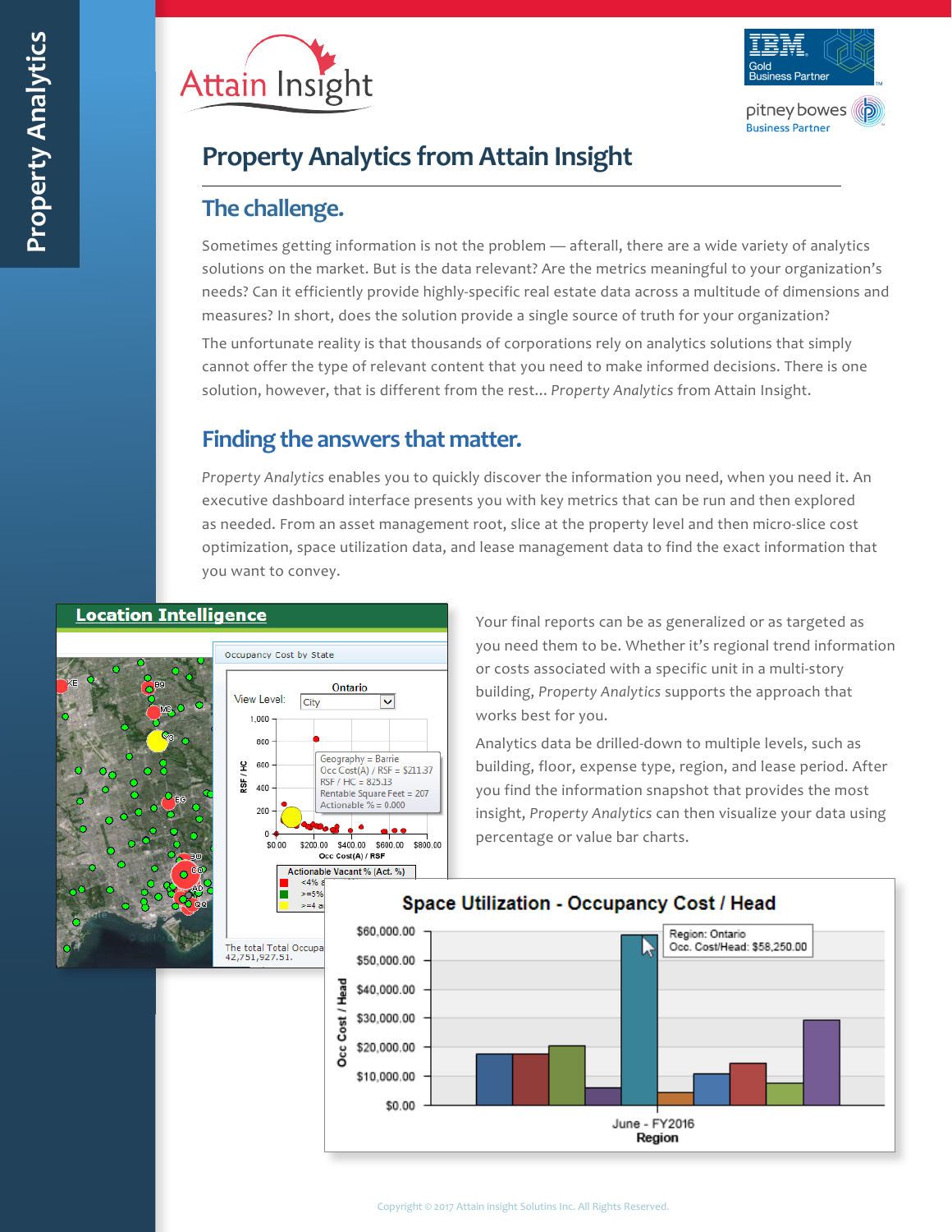# Property Analytics from Attain Insight

## The challenge.

Sometimes getting information is not the problem — afterall, there are a wide variety of analytics solutions on the market. But is the data relevant? Are the metrics meaningful to your organization's needs? Can it efficiently provide highly-specific real estate data across a multitude of dimensions and measures? In short, does the solution provide a single source of truth for your organization?

The unfortunate reality is that thousands of corporations rely on analytics solutions that simply cannot offer the type of relevant content that you need to make informed decisions. There is one solution, however, that is different from the rest... *Property Analytics* from Attain Insight.

## Finding the answers that matter.

*Property Analytics* enables you to quickly discover the information you need, when you need it. An executive dashboard interface presents you with key metrics that can be run and then explored as needed. From an asset management root, slice at the property level and then micro-slice cost optimization, space utilization data, and lease management data to find the exact information that you want to convey.

Your final reports can be as generalized or as targeted as you need them to be. Whether it's regional trend information or costs associated with a specific unit in a multi-story building, *Property Analytics* supports the approach that works best for you.

Analytics data be drilled-down to multiple levels, such as building, floor, expense type, region, and lease period. After you find the information snapshot that provides the most insight, *Property Analytics* can then visualize your data using percentage or value bar charts.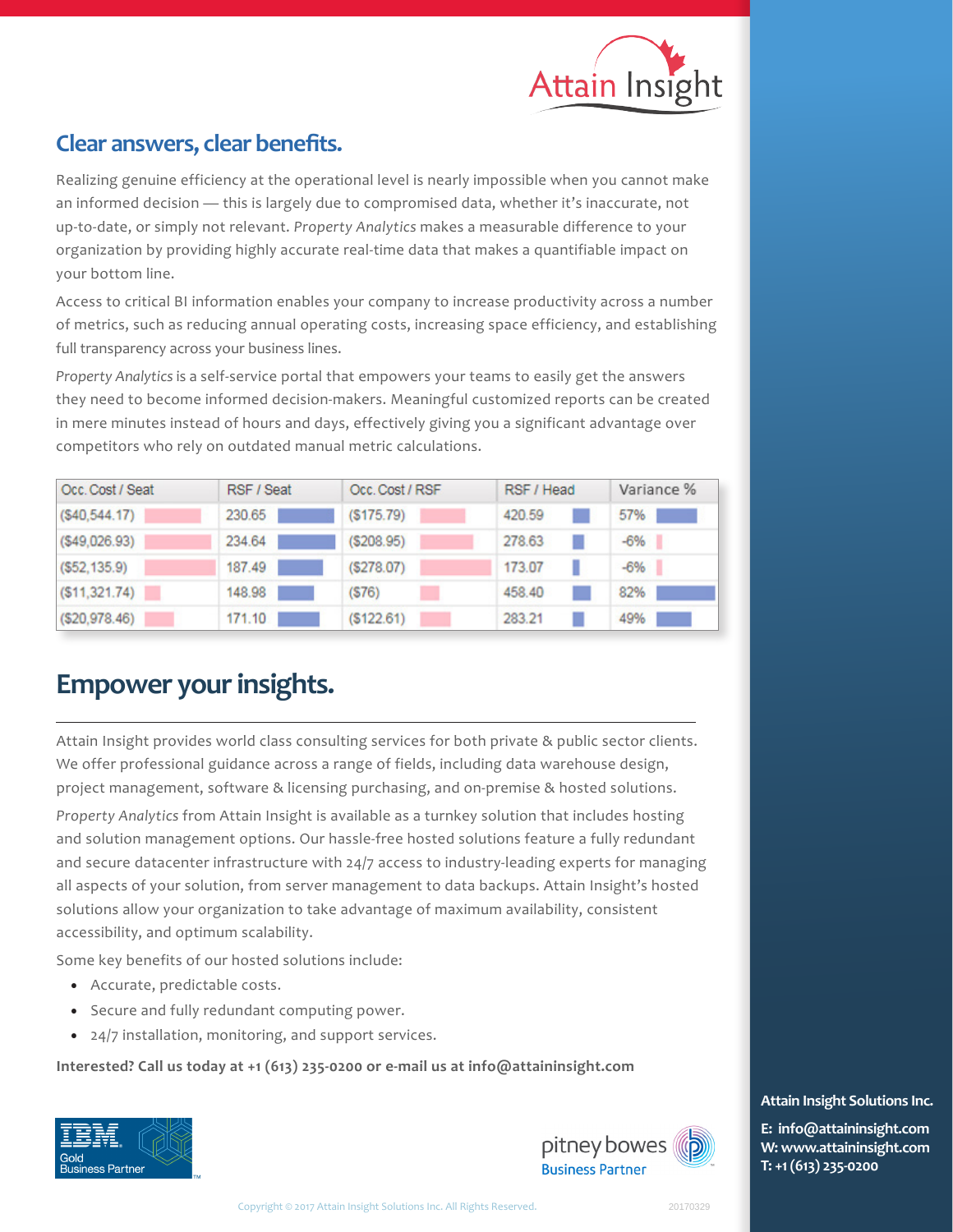## Clear answers, clear benefits.

Realizing genuine efficiency at the operational level is nearly impossible when you cannot make an informed decision — this is largely due to compromised data, whether it's inaccurate, not up-to-date, or simply not relevant. *Property Analytics* makes a measurable difference to your organization by providing highly accurate real-time data that makes a quantifiable impact on your bottom line.

Access to critical BI information enables your company to increase productivity across a number of metrics, such as reducing annual operating costs, increasing space efficiency, and establishing full transparency across your business lines.

*Property Analytics* is a self-service portal that empowers your teams to easily get the answers they need to become informed decision-makers. Meaningful customized reports can be created in mere minutes instead of hours and days, effectively giving you a significant advantage over competitors who rely on outdated manual metric calculations.

| Occ. Cost / Seat | RSF / Seat | Occ. Cost / RSF | RSF / Head | Variance % |
|---|---|---|---|---|
| ($40,544.17) | 230.65 | ($175.79) | 420.59 | 57% |
| ($49,026.93) | 234.64 | ($208.95) | 278.63 | -6% |
| ($52,135.9) | 187.49 | ($278.07) | 173.07 | -6% |
| ($11,321.74) | 148.98 | ($76) | 458.40 | 82% |
| ($20,978.46) | 171.10 | ($122.61) | 283.21 | 49% |

## Empower your insights.

Attain Insight provides world class consulting services for both private & public sector clients. We offer professional guidance across a range of fields, including data warehouse design, project management, software & licensing purchasing, and on-premise & hosted solutions.

*Property Analytics* from Attain Insight is available as a turnkey solution that includes hosting and solution management options. Our hassle-free hosted solutions feature a fully redundant and secure datacenter infrastructure with 24/7 access to industry-leading experts for managing all aspects of your solution, from server management to data backups. Attain Insight's hosted solutions allow your organization to take advantage of maximum availability, consistent accessibility, and optimum scalability.

Some key benefits of our hosted solutions include:

- Accurate, predictable costs.
- Secure and fully redundant computing power.
- 24/7 installation, monitoring, and support services.

**Interested? Call us today at +1 (613) 235-0200 or e-mail us at info@attaininsight.com**

IBM Gold Business Partner

pitney bowes Business Partner

**Attain Insight Solutions Inc.**

**E: info@attaininsight.com**
**W: www.attaininsight.com**
**T: +1 (613) 235-0200**

Copyright © 2017 Attain Insight Solutions Inc. All Rights Reserved.

20170329